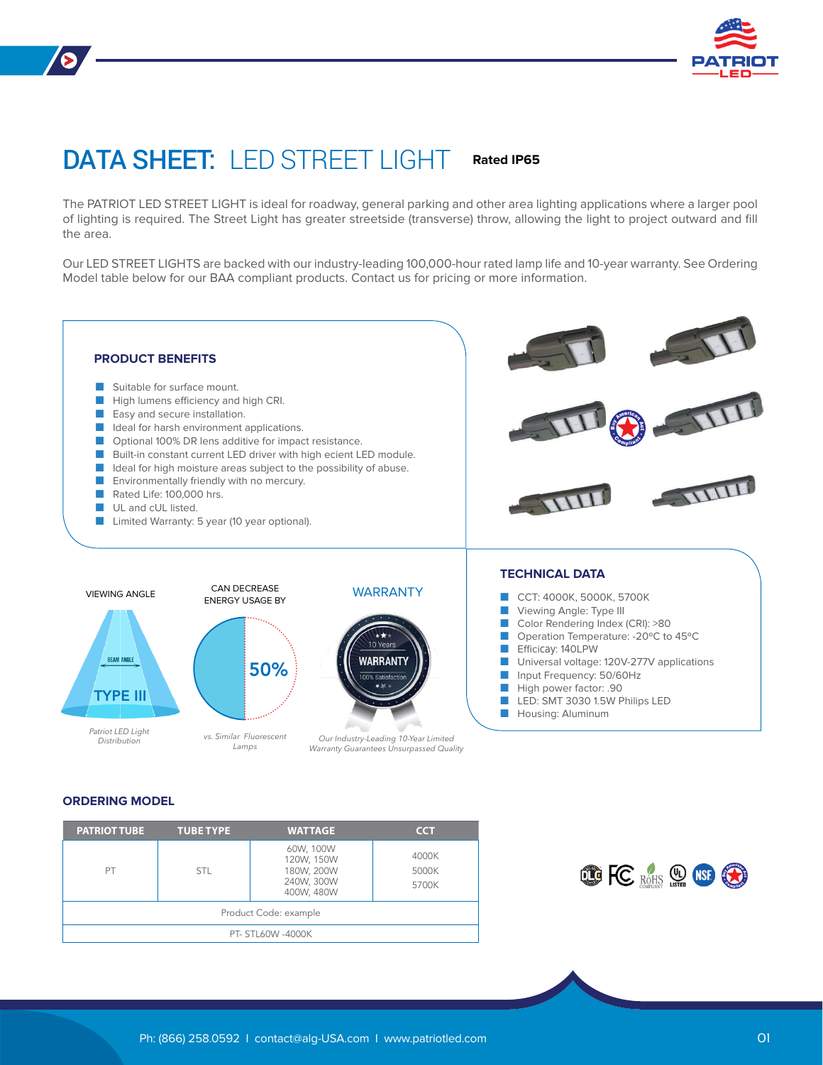# DATA SHEET: LED STREET LIGHT **Rated IP65**

The PATRIOT LED STREET LIGHT is ideal for roadway, general parking and other area lighting applications where a larger pool of lighting is required. The Street Light has greater streetside (transverse) throw, allowing the light to project outward and fill the area.

Our LED STREET LIGHTS are backed with our industry-leading 100,000-hour rated lamp life and 10-year warranty. See Ordering Model table below for our BAA compliant products. Contact us for pricing or more information.

## PRODUCT BENEFITS

- Suitable for surface mount.
- High lumens efficiency and high CRI.
- Easy and secure installation.
- Ideal for harsh environment applications.
- Optional 100% DR lens additive for impact resistance.
- Built-in constant current LED driver with high ecient LED module.
- Ideal for high moisture areas subject to the possibility of abuse.
- Environmentally friendly with no mercury.
- Rated Life: 100,000 hrs.
- UL and cUL listed.
- Limited Warranty: 5 year (10 year optional).

VIEWING ANGLE

BEAM ANGLE

TYPE III

*Patriot LED Light Distribution*

CAN DECREASE ENERGY USAGE BY

50%

*vs. Similar Fluorescent Lamps*

WARRANTY

10 Years WARRANTY 100% Satisfaction

*Our Industry-Leading 10-Year Limited Warranty Guarantees Unsurpassed Quality*

## TECHNICAL DATA

- CCT: 4000K, 5000K, 5700K
- Viewing Angle: Type III
- Color Rendering Index (CRI): >80
- Operation Temperature: -20ºC to 45ºC
- Efficicay: 140LPW
- Universal voltage: 120V-277V applications
- Input Frequency: 50/60Hz
- High power factor: .90
- LED: SMT 3030 1.5W Philips LED
- Housing: Aluminum

## ORDERING MODEL

| PATRIOT TUBE | TUBE TYPE | WATTAGE | CCT |
|---|---|---|---|
| PT | STL | 60W, 100W<br>120W, 150W<br>180W, 200W<br>240W, 300W<br>400W, 480W | 4000K<br>5000K<br>5700K |
| Product Code: example | | | |
| PT- STL60W -4000K | | | |

Ph: (866) 258.0592 | contact@alg-USA.com | www.patriotled.com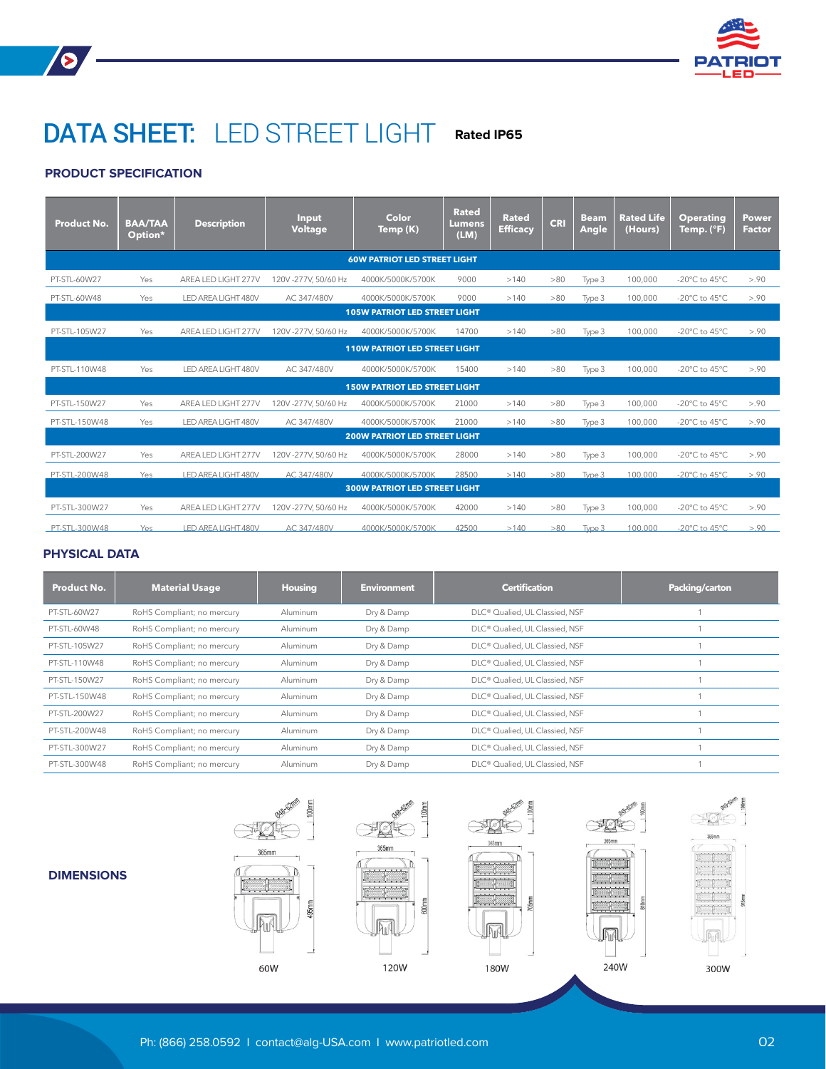# DATA SHEET: LED STREET LIGHT

**Rated IP65**

## PRODUCT SPECIFICATION

| Product No. | BAA/TAA Option* | Description | Input Voltage | Color Temp (K) | Rated Lumens (LM) | Rated Efficacy | CRI | Beam Angle | Rated Life (Hours) | Operating Temp. (°F) | Power Factor |
|---|---|---|---|---|---|---|---|---|---|---|---|
| **60W PATRIOT LED STREET LIGHT** | | | | | | | | | | | |
| PT-STL-60W27 | Yes | AREA LED LIGHT 277V | 120V -277V, 50/60 Hz | 4000K/5000K/5700K | 9000 | >140 | >80 | Type 3 | 100,000 | -20°C to 45°C | >.90 |
| PT-STL-60W48 | Yes | LED AREA LIGHT 480V | AC 347/480V | 4000K/5000K/5700K | 9000 | >140 | >80 | Type 3 | 100,000 | -20°C to 45°C | >.90 |
| **105W PATRIOT LED STREET LIGHT** | | | | | | | | | | | |
| PT-STL-105W27 | Yes | AREA LED LIGHT 277V | 120V -277V, 50/60 Hz | 4000K/5000K/5700K | 14700 | >140 | >80 | Type 3 | 100,000 | -20°C to 45°C | >.90 |
| **110W PATRIOT LED STREET LIGHT** | | | | | | | | | | | |
| PT-STL-110W48 | Yes | LED AREA LIGHT 480V | AC 347/480V | 4000K/5000K/5700K | 15400 | >140 | >80 | Type 3 | 100,000 | -20°C to 45°C | >.90 |
| **150W PATRIOT LED STREET LIGHT** | | | | | | | | | | | |
| PT-STL-150W27 | Yes | AREA LED LIGHT 277V | 120V -277V, 50/60 Hz | 4000K/5000K/5700K | 21000 | >140 | >80 | Type 3 | 100,000 | -20°C to 45°C | >.90 |
| PT-STL-150W48 | Yes | LED AREA LIGHT 480V | AC 347/480V | 4000K/5000K/5700K | 21000 | >140 | >80 | Type 3 | 100,000 | -20°C to 45°C | >.90 |
| **200W PATRIOT LED STREET LIGHT** | | | | | | | | | | | |
| PT-STL-200W27 | Yes | AREA LED LIGHT 277V | 120V -277V, 50/60 Hz | 4000K/5000K/5700K | 28000 | >140 | >80 | Type 3 | 100,000 | -20°C to 45°C | >.90 |
| PT-STL-200W48 | Yes | LED AREA LIGHT 480V | AC 347/480V | 4000K/5000K/5700K | 28500 | >140 | >80 | Type 3 | 100,000 | -20°C to 45°C | >.90 |
| **300W PATRIOT LED STREET LIGHT** | | | | | | | | | | | |
| PT-STL-300W27 | Yes | AREA LED LIGHT 277V | 120V -277V, 50/60 Hz | 4000K/5000K/5700K | 42000 | >140 | >80 | Type 3 | 100,000 | -20°C to 45°C | >.90 |
| PT-STL-300W48 | Yes | LED AREA LIGHT 480V | AC 347/480V | 4000K/5000K/5700K | 42500 | >140 | >80 | Type 3 | 100,000 | -20°C to 45°C | >.90 |

## PHYSICAL DATA

| Product No. | Material Usage | Housing | Environment | Certification | Packing/carton |
|---|---|---|---|---|---|
| PT-STL-60W27 | RoHS Compliant; no mercury | Aluminum | Dry & Damp | DLC® Qualied, UL Classied, NSF | 1 |
| PT-STL-60W48 | RoHS Compliant; no mercury | Aluminum | Dry & Damp | DLC® Qualied, UL Classied, NSF | 1 |
| PT-STL-105W27 | RoHS Compliant; no mercury | Aluminum | Dry & Damp | DLC® Qualied, UL Classied, NSF | 1 |
| PT-STL-110W48 | RoHS Compliant; no mercury | Aluminum | Dry & Damp | DLC® Qualied, UL Classied, NSF | 1 |
| PT-STL-150W27 | RoHS Compliant; no mercury | Aluminum | Dry & Damp | DLC® Qualied, UL Classied, NSF | 1 |
| PT-STL-150W48 | RoHS Compliant; no mercury | Aluminum | Dry & Damp | DLC® Qualied, UL Classied, NSF | 1 |
| PT-STL-200W27 | RoHS Compliant; no mercury | Aluminum | Dry & Damp | DLC® Qualied, UL Classied, NSF | 1 |
| PT-STL-200W48 | RoHS Compliant; no mercury | Aluminum | Dry & Damp | DLC® Qualied, UL Classied, NSF | 1 |
| PT-STL-300W27 | RoHS Compliant; no mercury | Aluminum | Dry & Damp | DLC® Qualied, UL Classied, NSF | 1 |
| PT-STL-300W48 | RoHS Compliant; no mercury | Aluminum | Dry & Damp | DLC® Qualied, UL Classied, NSF | 1 |

## DIMENSIONS

60W: Ø48~62mm, 100mm, 365mm, 495mm

120W: Ø48~62mm, 100mm, 365mm, 600mm

180W: Ø48~62mm, 100mm, 365mm, 705mm

240W: Ø48~62mm, 100mm, 365mm, 810mm

300W: Ø48~62mm, 100mm, 365mm, 915mm

Ph: (866) 258.0592 I contact@alg-USA.com I www.patriotled.com